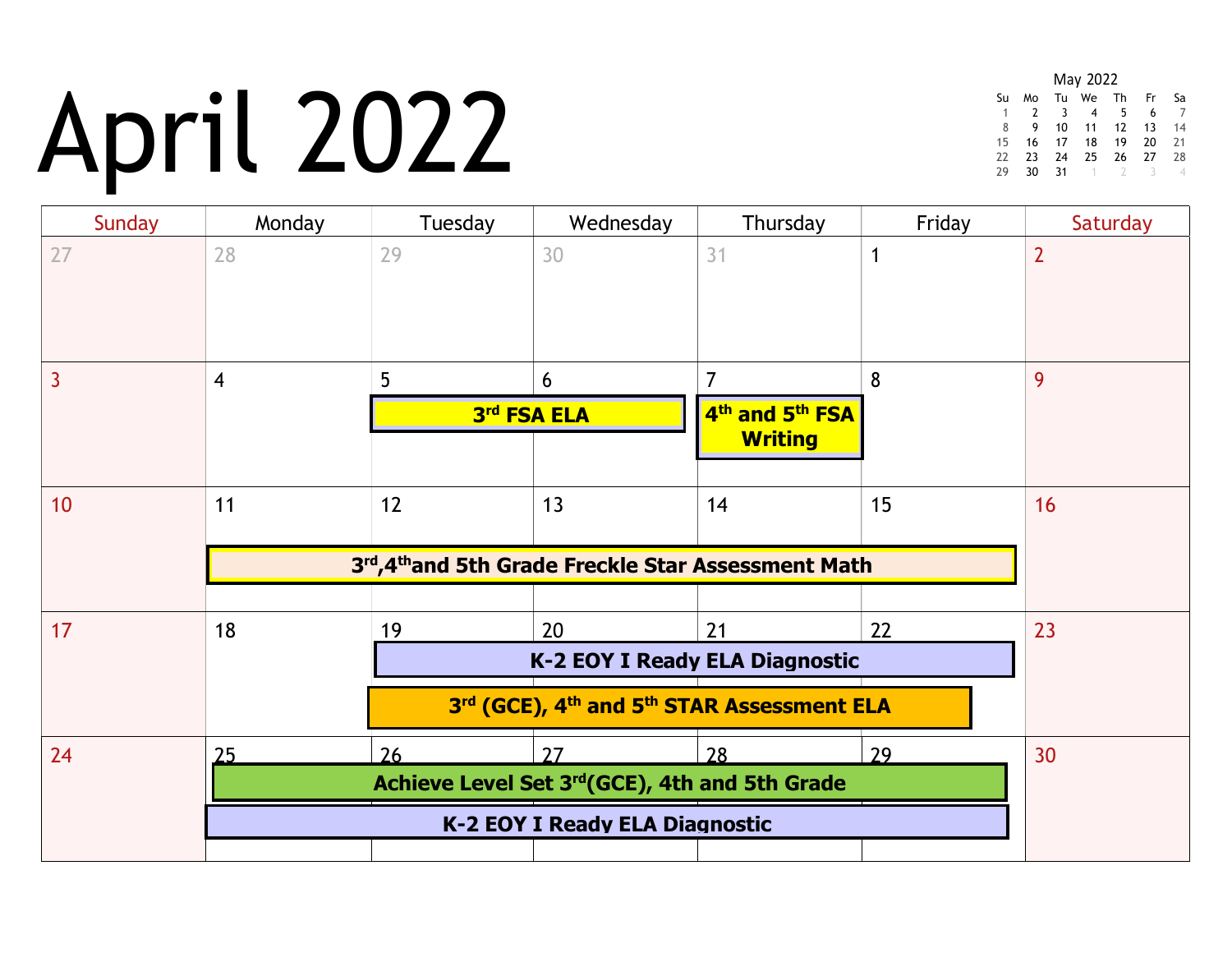# April 2022

**May 2022**

| Su | Mo | Tu | We | Th | Fr | Sa |
|---|---|---|---|---|---|---|
| 1 | 2 | 3 | 4 | 5 | 6 | 7 |
| 8 | 9 | 10 | 11 | 12 | 13 | 14 |
| 15 | 16 | 17 | 18 | 19 | 20 | 21 |
| 22 | 23 | 24 | 25 | 26 | 27 | 28 |
| 29 | 30 | 31 | 1 | 2 | 3 | 4 |

| Sunday | Monday | Tuesday | Wednesday | Thursday | Friday | Saturday |
|---|---|---|---|---|---|---|
| 27 | 28 | 29 | 30 | 31 | 1 | 2 |
| 3 | 4 | 5 **3rd FSA ELA** | 6 **3rd FSA ELA** | 7 **4th and 5th FSA Writing** | 8 | 9 |
| 10 | 11 **3rd, 4th and 5th Grade Freckle Star Assessment Math** | 12 **3rd, 4th and 5th Grade Freckle Star Assessment Math** | 13 **3rd, 4th and 5th Grade Freckle Star Assessment Math** | 14 **3rd, 4th and 5th Grade Freckle Star Assessment Math** | 15 **3rd, 4th and 5th Grade Freckle Star Assessment Math** | 16 |
| 17 | 18 | 19 **K-2 EOY I Ready ELA Diagnostic**; **3rd (GCE), 4th and 5th STAR Assessment ELA** | 20 **K-2 EOY I Ready ELA Diagnostic**; **3rd (GCE), 4th and 5th STAR Assessment ELA** | 21 **K-2 EOY I Ready ELA Diagnostic**; **3rd (GCE), 4th and 5th STAR Assessment ELA** | 22 **K-2 EOY I Ready ELA Diagnostic**; **3rd (GCE), 4th and 5th STAR Assessment ELA** | 23 |
| 24 | 25 **Achieve Level Set 3rd(GCE), 4th and 5th Grade**; **K-2 EOY I Ready ELA Diagnostic** | 26 **Achieve Level Set 3rd(GCE), 4th and 5th Grade**; **K-2 EOY I Ready ELA Diagnostic** | 27 **Achieve Level Set 3rd(GCE), 4th and 5th Grade**; **K-2 EOY I Ready ELA Diagnostic** | 28 **Achieve Level Set 3rd(GCE), 4th and 5th Grade**; **K-2 EOY I Ready ELA Diagnostic** | 29 **Achieve Level Set 3rd(GCE), 4th and 5th Grade**; **K-2 EOY I Ready ELA Diagnostic** | 30 |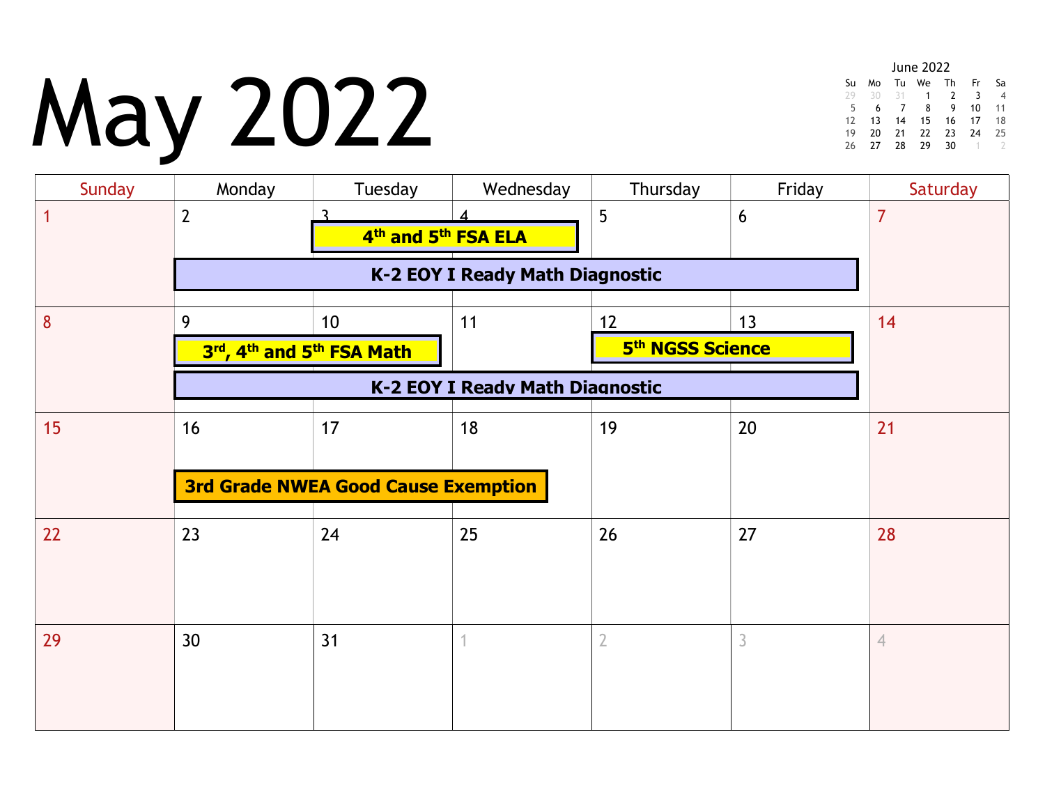# May 2022

June 2022

| Su | Mo | Tu | We | Th | Fr | Sa |
|---|---|---|---|---|---|---|
| 29 | 30 | 31 | 1 | 2 | 3 | 4 |
| 5 | 6 | 7 | 8 | 9 | 10 | 11 |
| 12 | 13 | 14 | 15 | 16 | 17 | 18 |
| 19 | 20 | 21 | 22 | 23 | 24 | 25 |
| 26 | 27 | 28 | 29 | 30 | 1 | 2 |

| Sunday | Monday | Tuesday | Wednesday | Thursday | Friday | Saturday |
|---|---|---|---|---|---|---|
| 1 | 2<br>K-2 EOY I Ready Math Diagnostic | 3<br>4th and 5th FSA ELA<br>K-2 EOY I Ready Math Diagnostic | 4<br>4th and 5th FSA ELA<br>K-2 EOY I Ready Math Diagnostic | 5<br>K-2 EOY I Ready Math Diagnostic | 6<br>K-2 EOY I Ready Math Diagnostic | 7 |
| 8 | 9<br>3rd, 4th and 5th FSA Math<br>K-2 EOY I Ready Math Diagnostic | 10<br>3rd, 4th and 5th FSA Math<br>K-2 EOY I Ready Math Diagnostic | 11<br>K-2 EOY I Ready Math Diagnostic | 12<br>5th NGSS Science<br>K-2 EOY I Ready Math Diagnostic | 13<br>5th NGSS Science<br>K-2 EOY I Ready Math Diagnostic | 14 |
| 15 | 16<br>3rd Grade NWEA Good Cause Exemption | 17<br>3rd Grade NWEA Good Cause Exemption | 18<br>3rd Grade NWEA Good Cause Exemption | 19 | 20 | 21 |
| 22 | 23 | 24 | 25 | 26 | 27 | 28 |
| 29 | 30 | 31 | 1 | 2 | 3 | 4 |